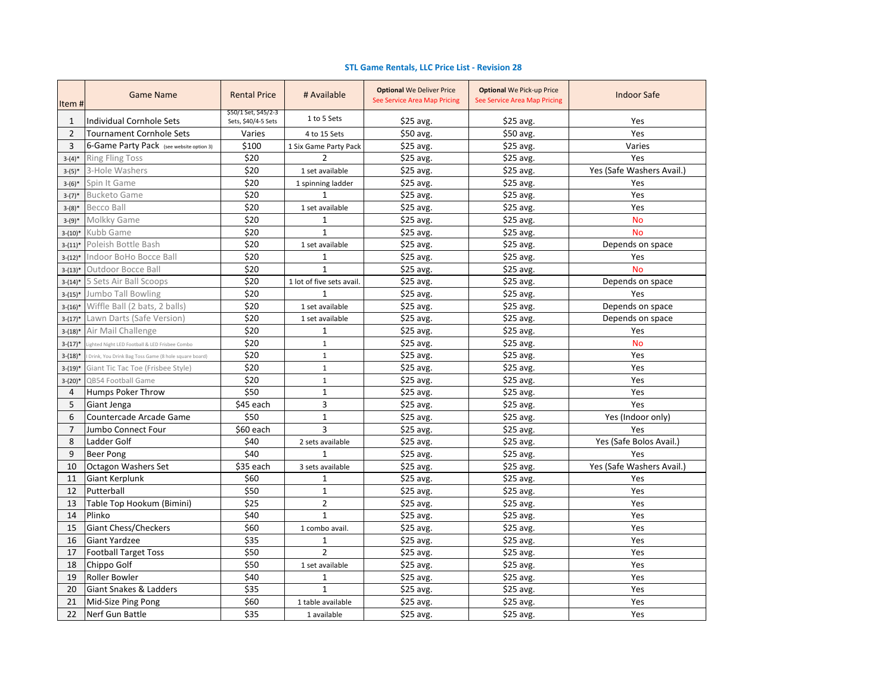**STL Game Rentals, LLC Price List - Revision 28**

| Item # | Game Name | Rental Price | # Available | **Optional** We Deliver Price See Service Area Map Pricing | **Optional** We Pick-up Price See Service Area Map Pricing | Indoor Safe |
|---|---|---|---|---|---|---|
| 1 | Individual Cornhole Sets | $50/1 Set, $45/2-3 Sets, $40/4-5 Sets | 1 to 5 Sets | $25 avg. | $25 avg. | Yes |
| 2 | Tournament Cornhole Sets | Varies | 4 to 15 Sets | $50 avg. | $50 avg. | Yes |
| 3 | 6-Game Party Pack (see website option 3) | $100 | 1 Six Game Party Pack | $25 avg. | $25 avg. | Varies |
| 3-(4)* | Ring Fling Toss | $20 | 2 | $25 avg. | $25 avg. | Yes |
| 3-(5)* | 3-Hole Washers | $20 | 1 set available | $25 avg. | $25 avg. | Yes (Safe Washers Avail.) |
| 3-(6)* | Spin It Game | $20 | 1 spinning ladder | $25 avg. | $25 avg. | Yes |
| 3-(7)* | Bucketo Game | $20 | 1 | $25 avg. | $25 avg. | Yes |
| 3-(8)* | Becco Ball | $20 | 1 set available | $25 avg. | $25 avg. | Yes |
| 3-(9)* | Molkky Game | $20 | 1 | $25 avg. | $25 avg. | No |
| 3-(10)* | Kubb Game | $20 | 1 | $25 avg. | $25 avg. | No |
| 3-(11)* | Poleish Bottle Bash | $20 | 1 set available | $25 avg. | $25 avg. | Depends on space |
| 3-(12)* | Indoor BoHo Bocce Ball | $20 | 1 | $25 avg. | $25 avg. | Yes |
| 3-(13)* | Outdoor Bocce Ball | $20 | 1 | $25 avg. | $25 avg. | No |
| 3-(14)* | 5 Sets Air Ball Scoops | $20 | 1 lot of five sets avail. | $25 avg. | $25 avg. | Depends on space |
| 3-(15)* | Jumbo Tall Bowling | $20 | 1 | $25 avg. | $25 avg. | Yes |
| 3-(16)* | Wiffle Ball (2 bats, 2 balls) | $20 | 1 set available | $25 avg. | $25 avg. | Depends on space |
| 3-(17)* | Lawn Darts (Safe Version) | $20 | 1 set available | $25 avg. | $25 avg. | Depends on space |
| 3-(18)* | Air Mail Challenge | $20 | 1 | $25 avg. | $25 avg. | Yes |
| 3-(17)* | Lighted Night LED Football & LED Frisbee Combo | $20 | 1 | $25 avg. | $25 avg. | No |
| 3-(18)* | I Drink, You Drink Bag Toss Game (8 hole square board) | $20 | 1 | $25 avg. | $25 avg. | Yes |
| 3-(19)* | Giant Tic Tac Toe (Frisbee Style) | $20 | 1 | $25 avg. | $25 avg. | Yes |
| 3-(20)* | QB54 Football Game | $20 | 1 | $25 avg. | $25 avg. | Yes |
| 4 | Humps Poker Throw | $50 | 1 | $25 avg. | $25 avg. | Yes |
| 5 | Giant Jenga | $45 each | 3 | $25 avg. | $25 avg. | Yes |
| 6 | Countercade Arcade Game | $50 | 1 | $25 avg. | $25 avg. | Yes (Indoor only) |
| 7 | Jumbo Connect Four | $60 each | 3 | $25 avg. | $25 avg. | Yes |
| 8 | Ladder Golf | $40 | 2 sets available | $25 avg. | $25 avg. | Yes (Safe Bolos Avail.) |
| 9 | Beer Pong | $40 | 1 | $25 avg. | $25 avg. | Yes |
| 10 | Octagon Washers Set | $35 each | 3 sets available | $25 avg. | $25 avg. | Yes (Safe Washers Avail.) |
| 11 | Giant Kerplunk | $60 | 1 | $25 avg. | $25 avg. | Yes |
| 12 | Putterball | $50 | 1 | $25 avg. | $25 avg. | Yes |
| 13 | Table Top Hookum (Bimini) | $25 | 2 | $25 avg. | $25 avg. | Yes |
| 14 | Plinko | $40 | 1 | $25 avg. | $25 avg. | Yes |
| 15 | Giant Chess/Checkers | $60 | 1 combo avail. | $25 avg. | $25 avg. | Yes |
| 16 | Giant Yardzee | $35 | 1 | $25 avg. | $25 avg. | Yes |
| 17 | Football Target Toss | $50 | 2 | $25 avg. | $25 avg. | Yes |
| 18 | Chippo Golf | $50 | 1 set available | $25 avg. | $25 avg. | Yes |
| 19 | Roller Bowler | $40 | 1 | $25 avg. | $25 avg. | Yes |
| 20 | Giant Snakes & Ladders | $35 | 1 | $25 avg. | $25 avg. | Yes |
| 21 | Mid-Size Ping Pong | $60 | 1 table available | $25 avg. | $25 avg. | Yes |
| 22 | Nerf Gun Battle | $35 | 1 available | $25 avg. | $25 avg. | Yes |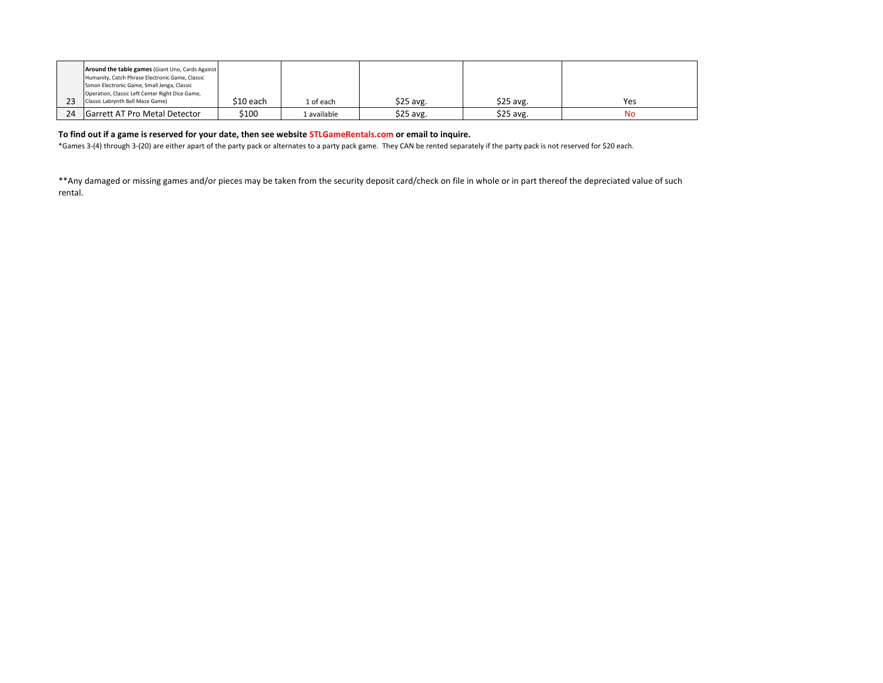| | | | | | | |
|---|---|---|---|---|---|---|
| 23 | **Around the table games** (Giant Uno, Cards Against Humanity, Catch Phrase Electronic Game, Classic Simon Electronic Game, Small Jenga, Classic Operation, Classic Left Center Right Dice Game, Classic Labrynth Ball Maze Game) | $10 each | 1 of each | $25 avg. | $25 avg. | Yes |
| 24 | Garrett AT Pro Metal Detector | $100 | 1 available | $25 avg. | $25 avg. | No |

**To find out if a game is reserved for your date, then see website STLGameRentals.com or email to inquire.**

*Games 3-(4) through 3-(20) are either apart of the party pack or alternates to a party pack game. They CAN be rented separately if the party pack is not reserved for $20 each.

**Any damaged or missing games and/or pieces may be taken from the security deposit card/check on file in whole or in part thereof the depreciated value of such rental.